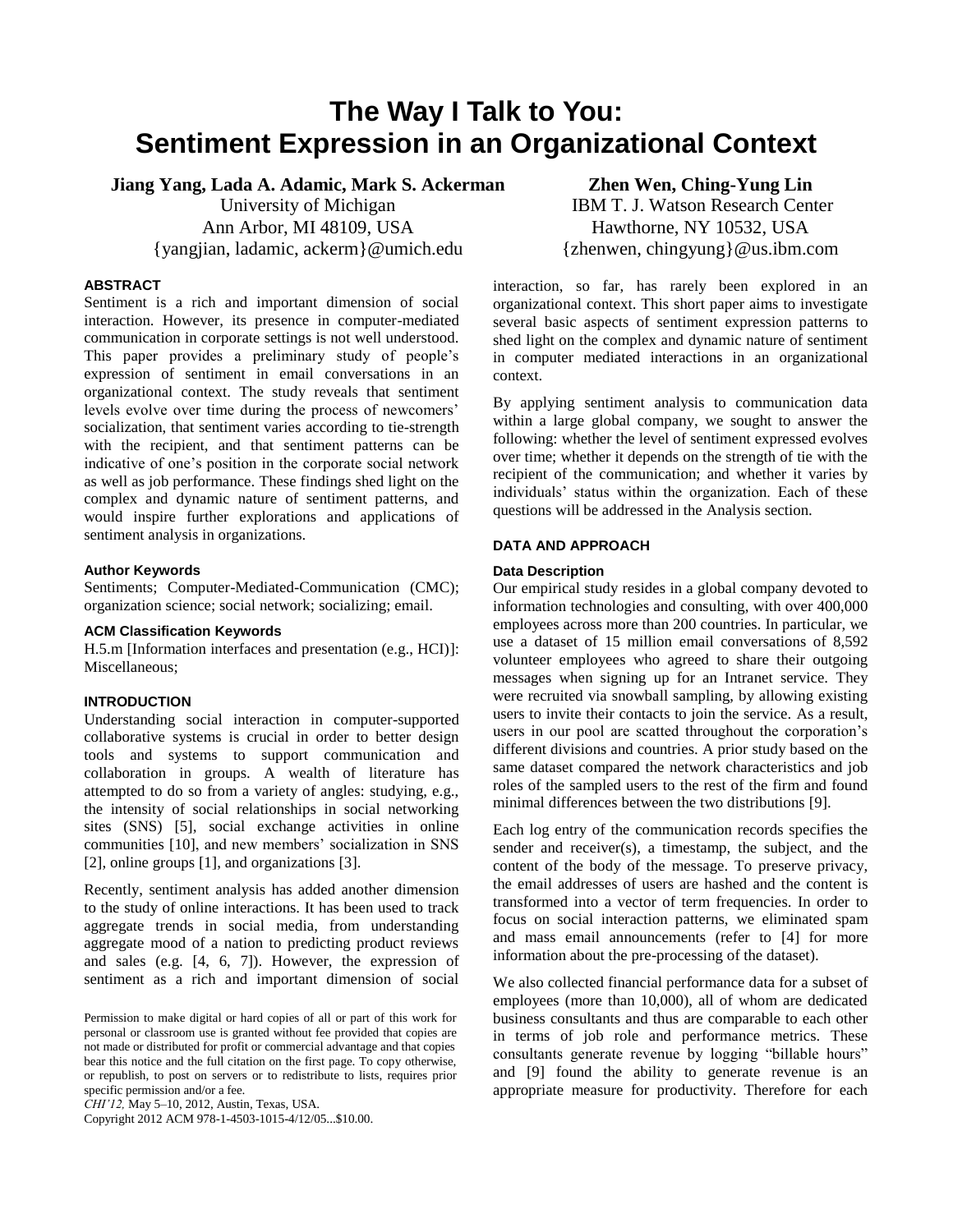# The Way I Talk to You: Sentiment Expression in an Organizational Context

**Jiang Yang, Lada A. Adamic, Mark S. Ackerman**
University of Michigan
Ann Arbor, MI 48109, USA
{yangjian, ladamic, ackerm}@umich.edu

**Zhen Wen, Ching-Yung Lin**
IBM T. J. Watson Research Center
Hawthorne, NY 10532, USA
{zhenwen, chingyung}@us.ibm.com

## ABSTRACT

Sentiment is a rich and important dimension of social interaction. However, its presence in computer-mediated communication in corporate settings is not well understood. This paper provides a preliminary study of people's expression of sentiment in email conversations in an organizational context. The study reveals that sentiment levels evolve over time during the process of newcomers' socialization, that sentiment varies according to tie-strength with the recipient, and that sentiment patterns can be indicative of one's position in the corporate social network as well as job performance. These findings shed light on the complex and dynamic nature of sentiment patterns, and would inspire further explorations and applications of sentiment analysis in organizations.

### Author Keywords

Sentiments; Computer-Mediated-Communication (CMC); organization science; social network; socializing; email.

### ACM Classification Keywords

H.5.m [Information interfaces and presentation (e.g., HCI)]: Miscellaneous;

## INTRODUCTION

Understanding social interaction in computer-supported collaborative systems is crucial in order to better design tools and systems to support communication and collaboration in groups. A wealth of literature has attempted to do so from a variety of angles: studying, e.g., the intensity of social relationships in social networking sites (SNS) [5], social exchange activities in online communities [10], and new members' socialization in SNS [2], online groups [1], and organizations [3].

Recently, sentiment analysis has added another dimension to the study of online interactions. It has been used to track aggregate trends in social media, from understanding aggregate mood of a nation to predicting product reviews and sales (e.g. [4, 6, 7]). However, the expression of sentiment as a rich and important dimension of social interaction, so far, has rarely been explored in an organizational context. This short paper aims to investigate several basic aspects of sentiment expression patterns to shed light on the complex and dynamic nature of sentiment in computer mediated interactions in an organizational context.

By applying sentiment analysis to communication data within a large global company, we sought to answer the following: whether the level of sentiment expressed evolves over time; whether it depends on the strength of tie with the recipient of the communication; and whether it varies by individuals' status within the organization. Each of these questions will be addressed in the Analysis section.

Permission to make digital or hard copies of all or part of this work for personal or classroom use is granted without fee provided that copies are not made or distributed for profit or commercial advantage and that copies bear this notice and the full citation on the first page. To copy otherwise, or republish, to post on servers or to redistribute to lists, requires prior specific permission and/or a fee.
*CHI'12,* May 5–10, 2012, Austin, Texas, USA.
Copyright 2012 ACM 978-1-4503-1015-4/12/05...$10.00.

## DATA AND APPROACH

### Data Description

Our empirical study resides in a global company devoted to information technologies and consulting, with over 400,000 employees across more than 200 countries. In particular, we use a dataset of 15 million email conversations of 8,592 volunteer employees who agreed to share their outgoing messages when signing up for an Intranet service. They were recruited via snowball sampling, by allowing existing users to invite their contacts to join the service. As a result, users in our pool are scatted throughout the corporation's different divisions and countries. A prior study based on the same dataset compared the network characteristics and job roles of the sampled users to the rest of the firm and found minimal differences between the two distributions [9].

Each log entry of the communication records specifies the sender and receiver(s), a timestamp, the subject, and the content of the body of the message. To preserve privacy, the email addresses of users are hashed and the content is transformed into a vector of term frequencies. In order to focus on social interaction patterns, we eliminated spam and mass email announcements (refer to [4] for more information about the pre-processing of the dataset).

We also collected financial performance data for a subset of employees (more than 10,000), all of whom are dedicated business consultants and thus are comparable to each other in terms of job role and performance metrics. These consultants generate revenue by logging "billable hours" and [9] found the ability to generate revenue is an appropriate measure for productivity. Therefore for each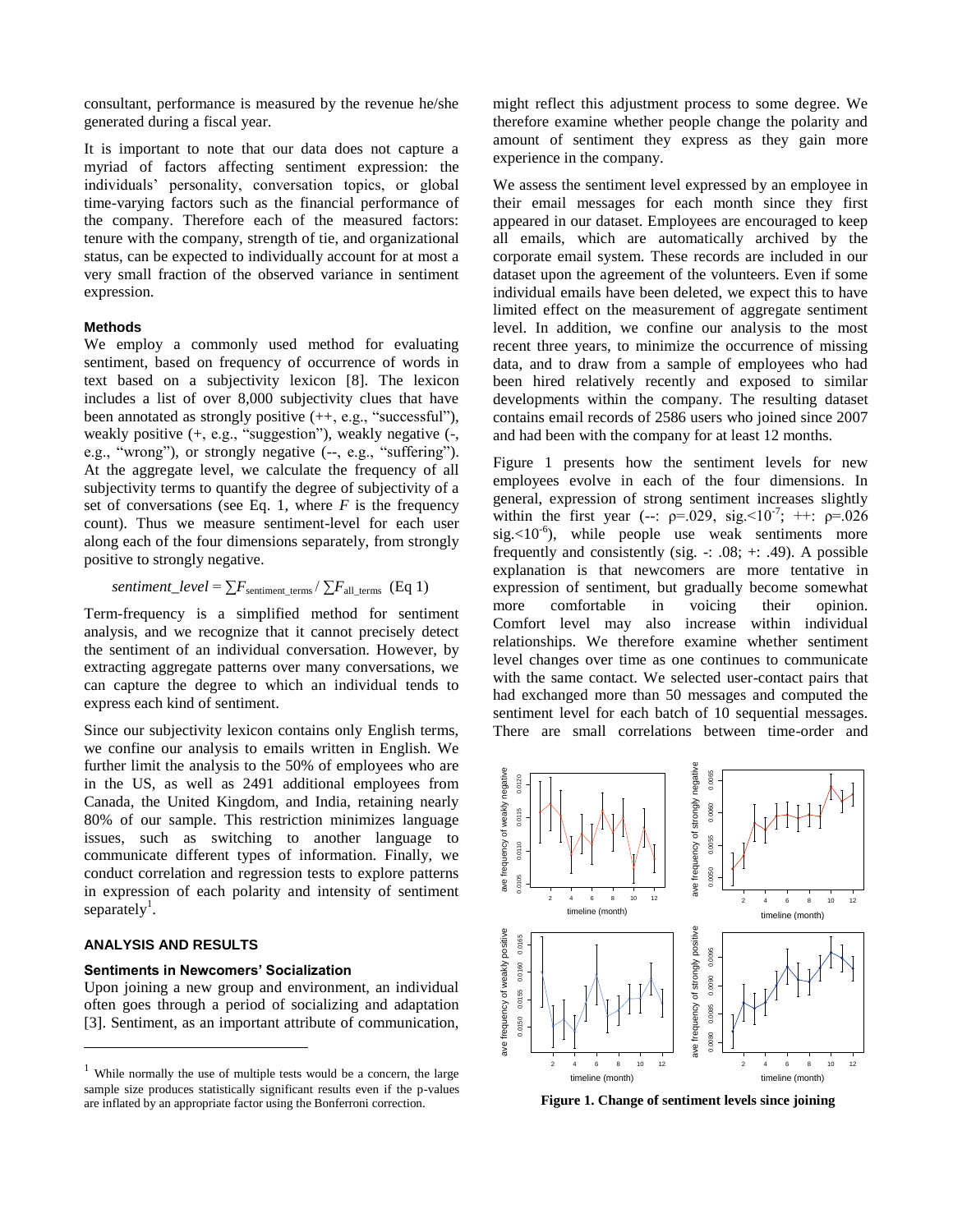consultant, performance is measured by the revenue he/she generated during a fiscal year.

It is important to note that our data does not capture a myriad of factors affecting sentiment expression: the individuals' personality, conversation topics, or global time-varying factors such as the financial performance of the company. Therefore each of the measured factors: tenure with the company, strength of tie, and organizational status, can be expected to individually account for at most a very small fraction of the observed variance in sentiment expression.

#### Methods

We employ a commonly used method for evaluating sentiment, based on frequency of occurrence of words in text based on a subjectivity lexicon [8]. The lexicon includes a list of over 8,000 subjectivity clues that have been annotated as strongly positive (++, e.g., "successful"), weakly positive (+, e.g., "suggestion"), weakly negative (-, e.g., "wrong"), or strongly negative (--, e.g., "suffering"). At the aggregate level, we calculate the frequency of all subjectivity terms to quantify the degree of subjectivity of a set of conversations (see Eq. 1, where $F$ is the frequency count). Thus we measure sentiment-level for each user along each of the four dimensions separately, from strongly positive to strongly negative.

$$sentiment\_level = \sum F_{\text{sentiment\_terms}} / \sum F_{\text{all\_terms}} \quad \text{(Eq 1)}$$

Term-frequency is a simplified method for sentiment analysis, and we recognize that it cannot precisely detect the sentiment of an individual conversation. However, by extracting aggregate patterns over many conversations, we can capture the degree to which an individual tends to express each kind of sentiment.

Since our subjectivity lexicon contains only English terms, we confine our analysis to emails written in English. We further limit the analysis to the 50% of employees who are in the US, as well as 2491 additional employees from Canada, the United Kingdom, and India, retaining nearly 80% of our sample. This restriction minimizes language issues, such as switching to another language to communicate different types of information. Finally, we conduct correlation and regression tests to explore patterns in expression of each polarity and intensity of sentiment separately[1].

### ANALYSIS AND RESULTS

#### Sentiments in Newcomers' Socialization

Upon joining a new group and environment, an individual often goes through a period of socializing and adaptation [3]. Sentiment, as an important attribute of communication, might reflect this adjustment process to some degree. We therefore examine whether people change the polarity and amount of sentiment they express as they gain more experience in the company.

We assess the sentiment level expressed by an employee in their email messages for each month since they first appeared in our dataset. Employees are encouraged to keep all emails, which are automatically archived by the corporate email system. These records are included in our dataset upon the agreement of the volunteers. Even if some individual emails have been deleted, we expect this to have limited effect on the measurement of aggregate sentiment level. In addition, we confine our analysis to the most recent three years, to minimize the occurrence of missing data, and to draw from a sample of employees who had been hired relatively recently and exposed to similar developments within the company. The resulting dataset contains email records of 2586 users who joined since 2007 and had been with the company for at least 12 months.

Figure 1 presents how the sentiment levels for new employees evolve in each of the four dimensions. In general, expression of strong sentiment increases slightly within the first year (--: $\rho$=.029, sig.<$10^{-7}$; ++: $\rho$=.026 sig.<$10^{-6}$), while people use weak sentiments more frequently and consistently (sig. -: .08; +: .49). A possible explanation is that newcomers are more tentative in expression of sentiment, but gradually become somewhat more comfortable in voicing their opinion. Comfort level may also increase within individual relationships. We therefore examine whether sentiment level changes over time as one continues to communicate with the same contact. We selected user-contact pairs that had exchanged more than 50 messages and computed the sentiment level for each batch of 10 sequential messages. There are small correlations between time-order and

**Figure 1. Change of sentiment levels since joining**

[1] While normally the use of multiple tests would be a concern, the large sample size produces statistically significant results even if the p-values are inflated by an appropriate factor using the Bonferroni correction.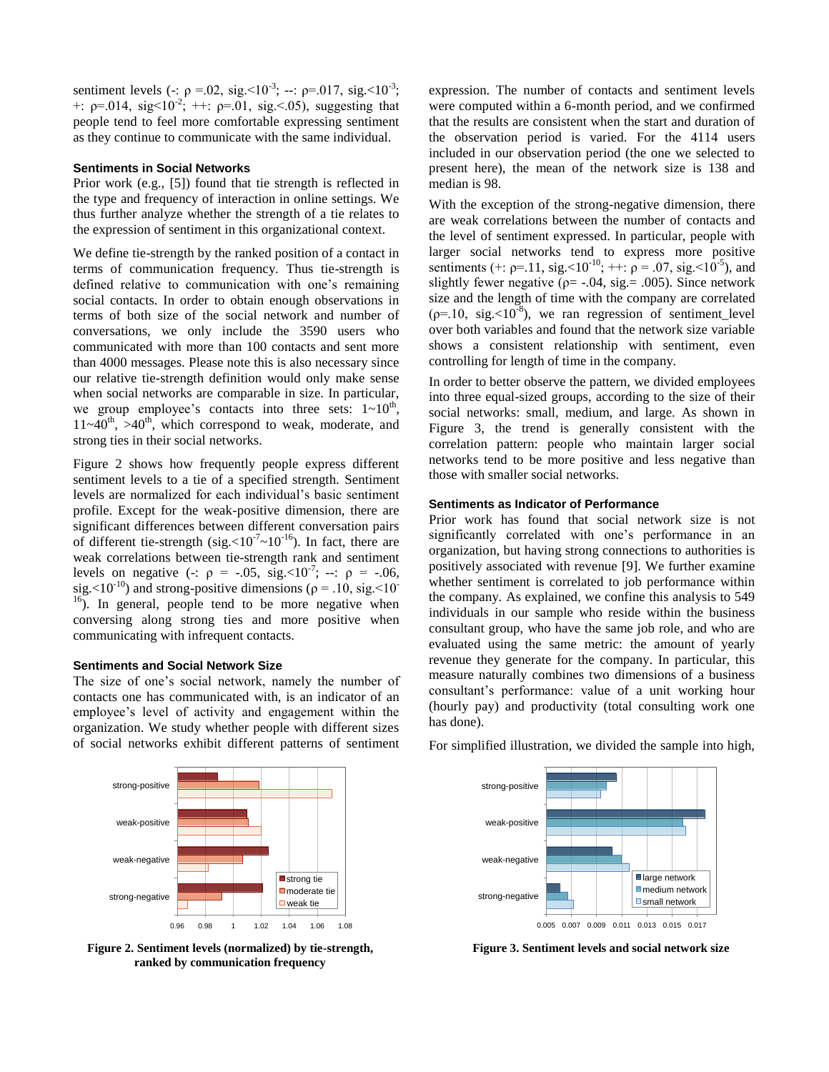sentiment levels (-: ρ =.02, sig.<$10^{-3}$; --: ρ=.017, sig.<$10^{-3}$; +: ρ=.014, sig<$10^{-2}$; ++: ρ=.01, sig.<.05), suggesting that people tend to feel more comfortable expressing sentiment as they continue to communicate with the same individual.

### Sentiments in Social Networks

Prior work (e.g., [5]) found that tie strength is reflected in the type and frequency of interaction in online settings. We thus further analyze whether the strength of a tie relates to the expression of sentiment in this organizational context.

We define tie-strength by the ranked position of a contact in terms of communication frequency. Thus tie-strength is defined relative to communication with one's remaining social contacts. In order to obtain enough observations in terms of both size of the social network and number of conversations, we only include the 3590 users who communicated with more than 100 contacts and sent more than 4000 messages. Please note this is also necessary since our relative tie-strength definition would only make sense when social networks are comparable in size. In particular, we group employee's contacts into three sets: 1~10th, 11~40th, >40th, which correspond to weak, moderate, and strong ties in their social networks.

Figure 2 shows how frequently people express different sentiment levels to a tie of a specified strength. Sentiment levels are normalized for each individual's basic sentiment profile. Except for the weak-positive dimension, there are significant differences between different conversation pairs of different tie-strength (sig.<$10^{-7}$~$10^{-16}$). In fact, there are weak correlations between tie-strength rank and sentiment levels on negative (-: ρ = -.05, sig.<$10^{-7}$; --: ρ = -.06, sig.<$10^{-10}$) and strong-positive dimensions (ρ = .10, sig.<$10^{-16}$). In general, people tend to be more negative when conversing along strong ties and more positive when communicating with infrequent contacts.

### Sentiments and Social Network Size

The size of one's social network, namely the number of contacts one has communicated with, is an indicator of an employee's level of activity and engagement within the organization. We study whether people with different sizes of social networks exhibit different patterns of sentiment expression. The number of contacts and sentiment levels were computed within a 6-month period, and we confirmed that the results are consistent when the start and duration of the observation period is varied. For the 4114 users included in our observation period (the one we selected to present here), the mean of the network size is 138 and median is 98.

With the exception of the strong-negative dimension, there are weak correlations between the number of contacts and the level of sentiment expressed. In particular, people with larger social networks tend to express more positive sentiments (+: ρ=.11, sig.<$10^{-10}$; ++: ρ = .07, sig.<$10^{-5}$), and slightly fewer negative (ρ= -.04, sig.= .005). Since network size and the length of time with the company are correlated (ρ=.10, sig.<$10^{-8}$), we ran regression of sentiment_level over both variables and found that the network size variable shows a consistent relationship with sentiment, even controlling for length of time in the company.

In order to better observe the pattern, we divided employees into three equal-sized groups, according to the size of their social networks: small, medium, and large. As shown in Figure 3, the trend is generally consistent with the correlation pattern: people who maintain larger social networks tend to be more positive and less negative than those with smaller social networks.

### Sentiments as Indicator of Performance

Prior work has found that social network size is not significantly correlated with one's performance in an organization, but having strong connections to authorities is positively associated with revenue [9]. We further examine whether sentiment is correlated to job performance within the company. As explained, we confine this analysis to 549 individuals in our sample who reside within the business consultant group, who have the same job role, and who are evaluated using the same metric: the amount of yearly revenue they generate for the company. In particular, this measure naturally combines two dimensions of a business consultant's performance: value of a unit working hour (hourly pay) and productivity (total consulting work one has done).

For simplified illustration, we divided the sample into high,

**Figure 2. Sentiment levels (normalized) by tie-strength, ranked by communication frequency**

**Figure 3. Sentiment levels and social network size**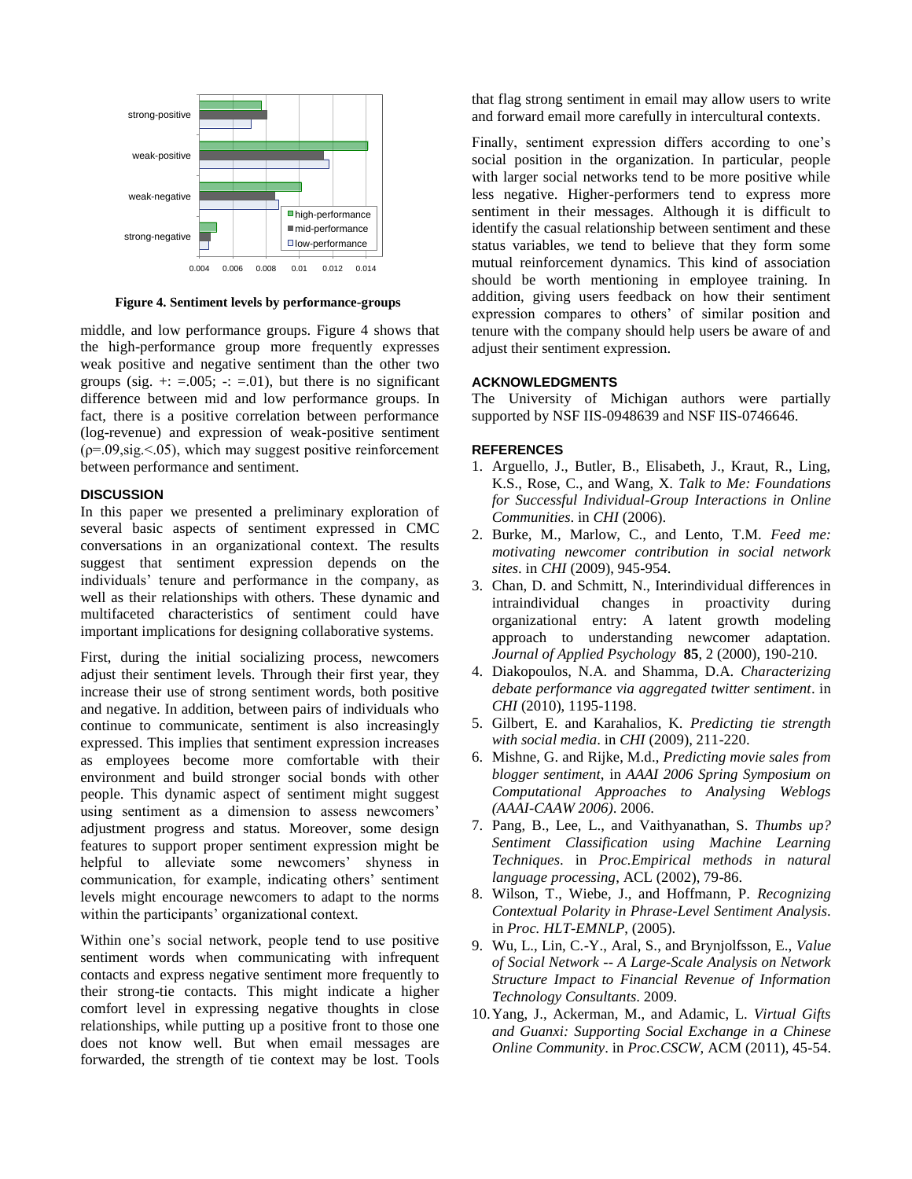strong-positive

weak-positive

weak-negative

strong-negative

high-performance

mid-performance

low-performance

0.004 0.006 0.008 0.01 0.012 0.014

**Figure 4. Sentiment levels by performance-groups**

middle, and low performance groups. Figure 4 shows that the high-performance group more frequently expresses weak positive and negative sentiment than the other two groups (sig. +: =.005; -: =.01), but there is no significant difference between mid and low performance groups. In fact, there is a positive correlation between performance (log-revenue) and expression of weak-positive sentiment (ρ=.09,sig.<.05), which may suggest positive reinforcement between performance and sentiment.

## DISCUSSION

In this paper we presented a preliminary exploration of several basic aspects of sentiment expressed in CMC conversations in an organizational context. The results suggest that sentiment expression depends on the individuals' tenure and performance in the company, as well as their relationships with others. These dynamic and multifaceted characteristics of sentiment could have important implications for designing collaborative systems.

First, during the initial socializing process, newcomers adjust their sentiment levels. Through their first year, they increase their use of strong sentiment words, both positive and negative. In addition, between pairs of individuals who continue to communicate, sentiment is also increasingly expressed. This implies that sentiment expression increases as employees become more comfortable with their environment and build stronger social bonds with other people. This dynamic aspect of sentiment might suggest using sentiment as a dimension to assess newcomers' adjustment progress and status. Moreover, some design features to support proper sentiment expression might be helpful to alleviate some newcomers' shyness in communication, for example, indicating others' sentiment levels might encourage newcomers to adapt to the norms within the participants' organizational context.

Within one's social network, people tend to use positive sentiment words when communicating with infrequent contacts and express negative sentiment more frequently to their strong-tie contacts. This might indicate a higher comfort level in expressing negative thoughts in close relationships, while putting up a positive front to those one does not know well. But when email messages are forwarded, the strength of tie context may be lost. Tools that flag strong sentiment in email may allow users to write and forward email more carefully in intercultural contexts.

Finally, sentiment expression differs according to one's social position in the organization. In particular, people with larger social networks tend to be more positive while less negative. Higher-performers tend to express more sentiment in their messages. Although it is difficult to identify the casual relationship between sentiment and these status variables, we tend to believe that they form some mutual reinforcement dynamics. This kind of association should be worth mentioning in employee training. In addition, giving users feedback on how their sentiment expression compares to others' of similar position and tenure with the company should help users be aware of and adjust their sentiment expression.

## ACKNOWLEDGMENTS

The University of Michigan authors were partially supported by NSF IIS-0948639 and NSF IIS-0746646.

## REFERENCES

1. Arguello, J., Butler, B., Elisabeth, J., Kraut, R., Ling, K.S., Rose, C., and Wang, X. *Talk to Me: Foundations for Successful Individual-Group Interactions in Online Communities*. in *CHI* (2006).
2. Burke, M., Marlow, C., and Lento, T.M. *Feed me: motivating newcomer contribution in social network sites*. in *CHI* (2009), 945-954.
3. Chan, D. and Schmitt, N., Interindividual differences in intraindividual changes in proactivity during organizational entry: A latent growth modeling approach to understanding newcomer adaptation. *Journal of Applied Psychology* **85**, 2 (2000), 190-210.
4. Diakopoulos, N.A. and Shamma, D.A. *Characterizing debate performance via aggregated twitter sentiment*. in *CHI* (2010), 1195-1198.
5. Gilbert, E. and Karahalios, K. *Predicting tie strength with social media*. in *CHI* (2009), 211-220.
6. Mishne, G. and Rijke, M.d., *Predicting movie sales from blogger sentiment*, in *AAAI 2006 Spring Symposium on Computational Approaches to Analysing Weblogs (AAAI-CAAW 2006)*. 2006.
7. Pang, B., Lee, L., and Vaithyanathan, S. *Thumbs up? Sentiment Classification using Machine Learning Techniques*. in *Proc.Empirical methods in natural language processing*, ACL (2002), 79-86.
8. Wilson, T., Wiebe, J., and Hoffmann, P. *Recognizing Contextual Polarity in Phrase-Level Sentiment Analysis*. in *Proc. HLT-EMNLP*, (2005).
9. Wu, L., Lin, C.-Y., Aral, S., and Brynjolfsson, E., *Value of Social Network -- A Large-Scale Analysis on Network Structure Impact to Financial Revenue of Information Technology Consultants*. 2009.
10. Yang, J., Ackerman, M., and Adamic, L. *Virtual Gifts and Guanxi: Supporting Social Exchange in a Chinese Online Community*. in *Proc.CSCW*, ACM (2011), 45-54.